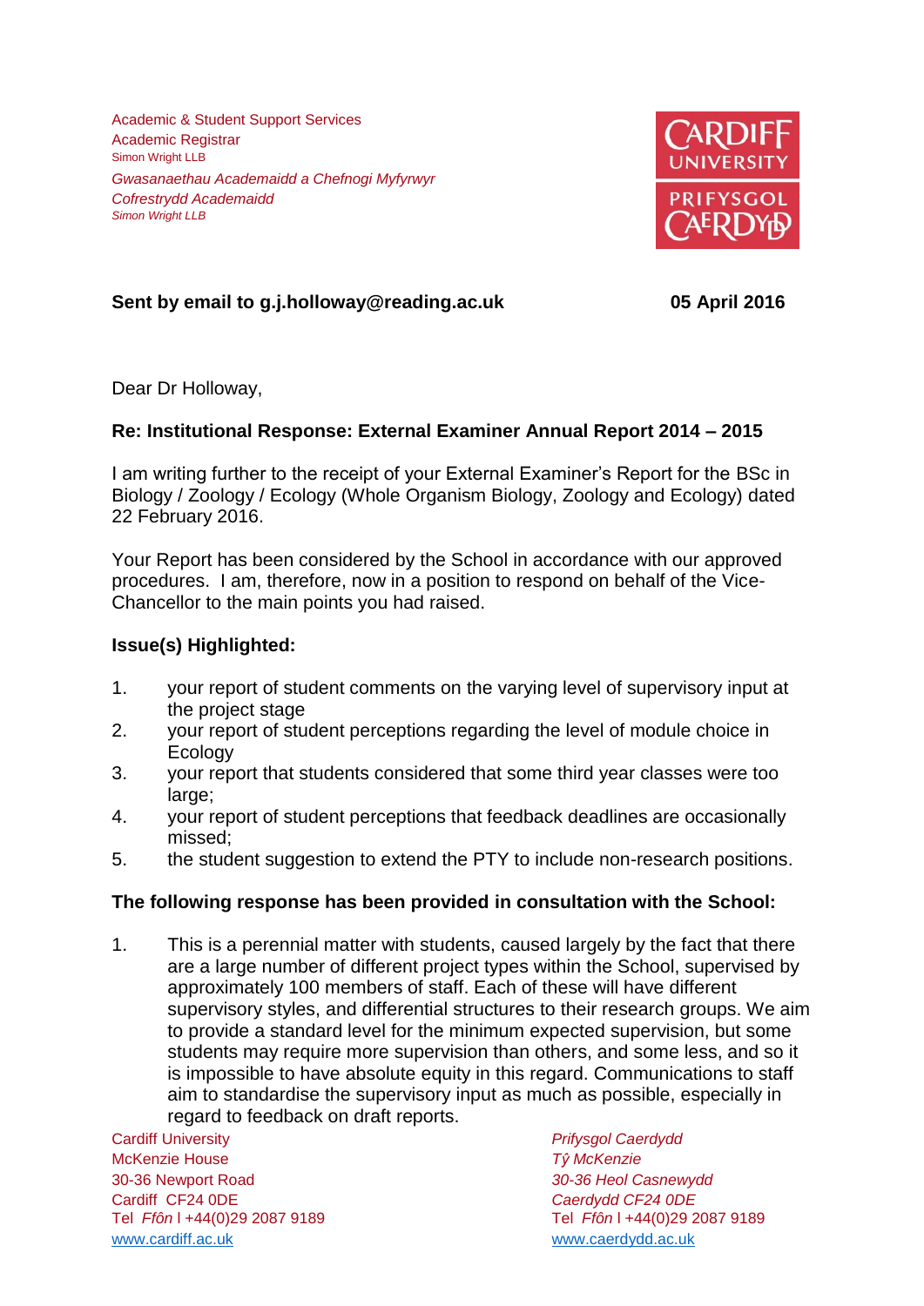Academic & Student Support Services
Academic Registrar
Simon Wright LLB

*Gwasanaethau Academaidd a Chefnogi Myfyrwyr*
*Cofrestrydd Academaidd*
*Simon Wright LLB*

**Sent by email to g.j.holloway@reading.ac.uk** **05 April 2016**

Dear Dr Holloway,

**Re: Institutional Response: External Examiner Annual Report 2014 – 2015**

I am writing further to the receipt of your External Examiner's Report for the BSc in Biology / Zoology / Ecology (Whole Organism Biology, Zoology and Ecology) dated 22 February 2016.

Your Report has been considered by the School in accordance with our approved procedures. I am, therefore, now in a position to respond on behalf of the Vice-Chancellor to the main points you had raised.

**Issue(s) Highlighted:**

1. your report of student comments on the varying level of supervisory input at the project stage
2. your report of student perceptions regarding the level of module choice in Ecology
3. your report that students considered that some third year classes were too large;
4. your report of student perceptions that feedback deadlines are occasionally missed;
5. the student suggestion to extend the PTY to include non-research positions.

**The following response has been provided in consultation with the School:**

1. This is a perennial matter with students, caused largely by the fact that there are a large number of different project types within the School, supervised by approximately 100 members of staff. Each of these will have different supervisory styles, and differential structures to their research groups. We aim to provide a standard level for the minimum expected supervision, but some students may require more supervision than others, and some less, and so it is impossible to have absolute equity in this regard. Communications to staff aim to standardise the supervisory input as much as possible, especially in regard to feedback on draft reports.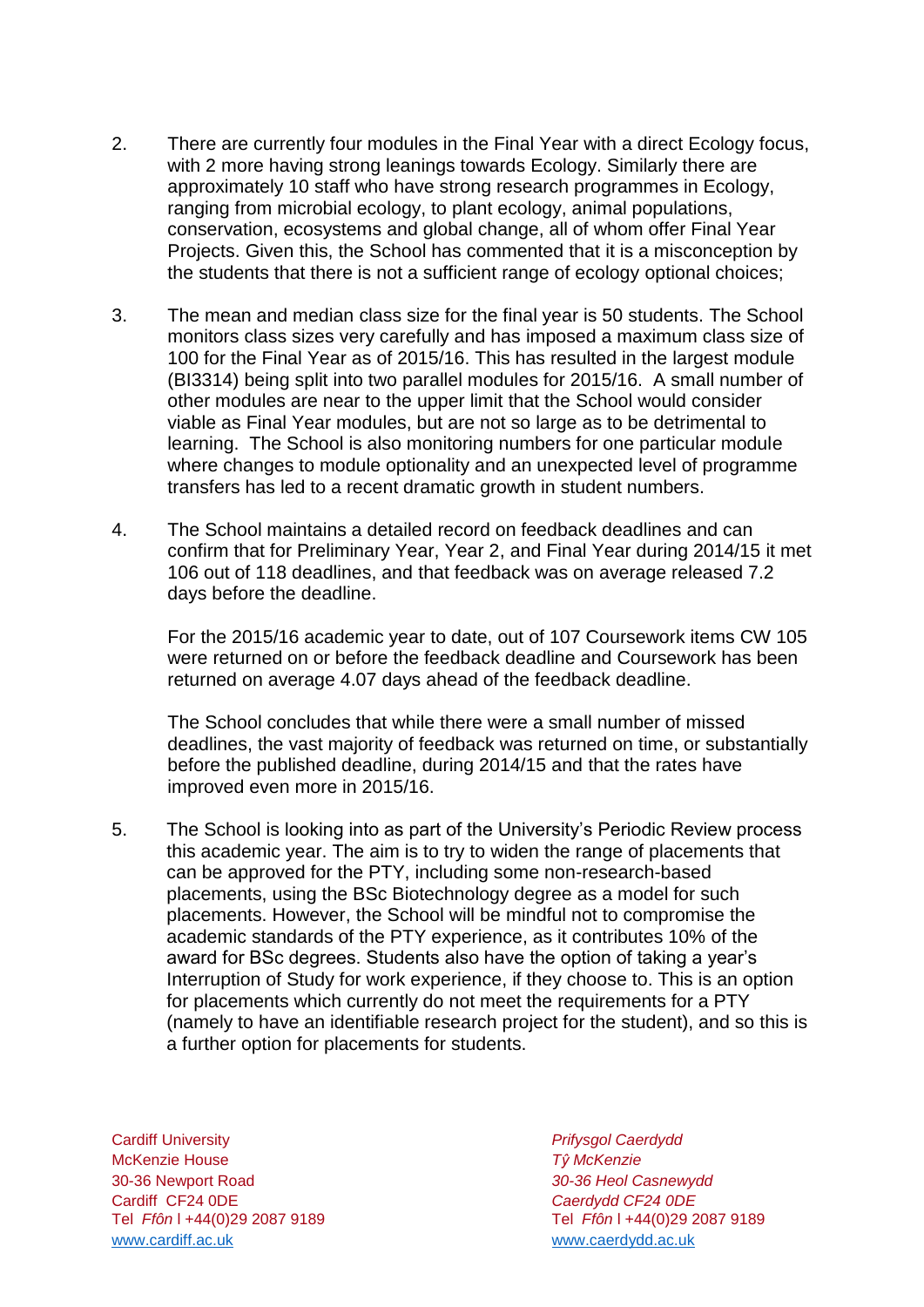2. There are currently four modules in the Final Year with a direct Ecology focus, with 2 more having strong leanings towards Ecology. Similarly there are approximately 10 staff who have strong research programmes in Ecology, ranging from microbial ecology, to plant ecology, animal populations, conservation, ecosystems and global change, all of whom offer Final Year Projects. Given this, the School has commented that it is a misconception by the students that there is not a sufficient range of ecology optional choices;

3. The mean and median class size for the final year is 50 students. The School monitors class sizes very carefully and has imposed a maximum class size of 100 for the Final Year as of 2015/16. This has resulted in the largest module (BI3314) being split into two parallel modules for 2015/16. A small number of other modules are near to the upper limit that the School would consider viable as Final Year modules, but are not so large as to be detrimental to learning. The School is also monitoring numbers for one particular module where changes to module optionality and an unexpected level of programme transfers has led to a recent dramatic growth in student numbers.

4. The School maintains a detailed record on feedback deadlines and can confirm that for Preliminary Year, Year 2, and Final Year during 2014/15 it met 106 out of 118 deadlines, and that feedback was on average released 7.2 days before the deadline.

   For the 2015/16 academic year to date, out of 107 Coursework items CW 105 were returned on or before the feedback deadline and Coursework has been returned on average 4.07 days ahead of the feedback deadline.

   The School concludes that while there were a small number of missed deadlines, the vast majority of feedback was returned on time, or substantially before the published deadline, during 2014/15 and that the rates have improved even more in 2015/16.

5. The School is looking into as part of the University's Periodic Review process this academic year. The aim is to try to widen the range of placements that can be approved for the PTY, including some non-research-based placements, using the BSc Biotechnology degree as a model for such placements. However, the School will be mindful not to compromise the academic standards of the PTY experience, as it contributes 10% of the award for BSc degrees. Students also have the option of taking a year's Interruption of Study for work experience, if they choose to. This is an option for placements which currently do not meet the requirements for a PTY (namely to have an identifiable research project for the student), and so this is a further option for placements for students.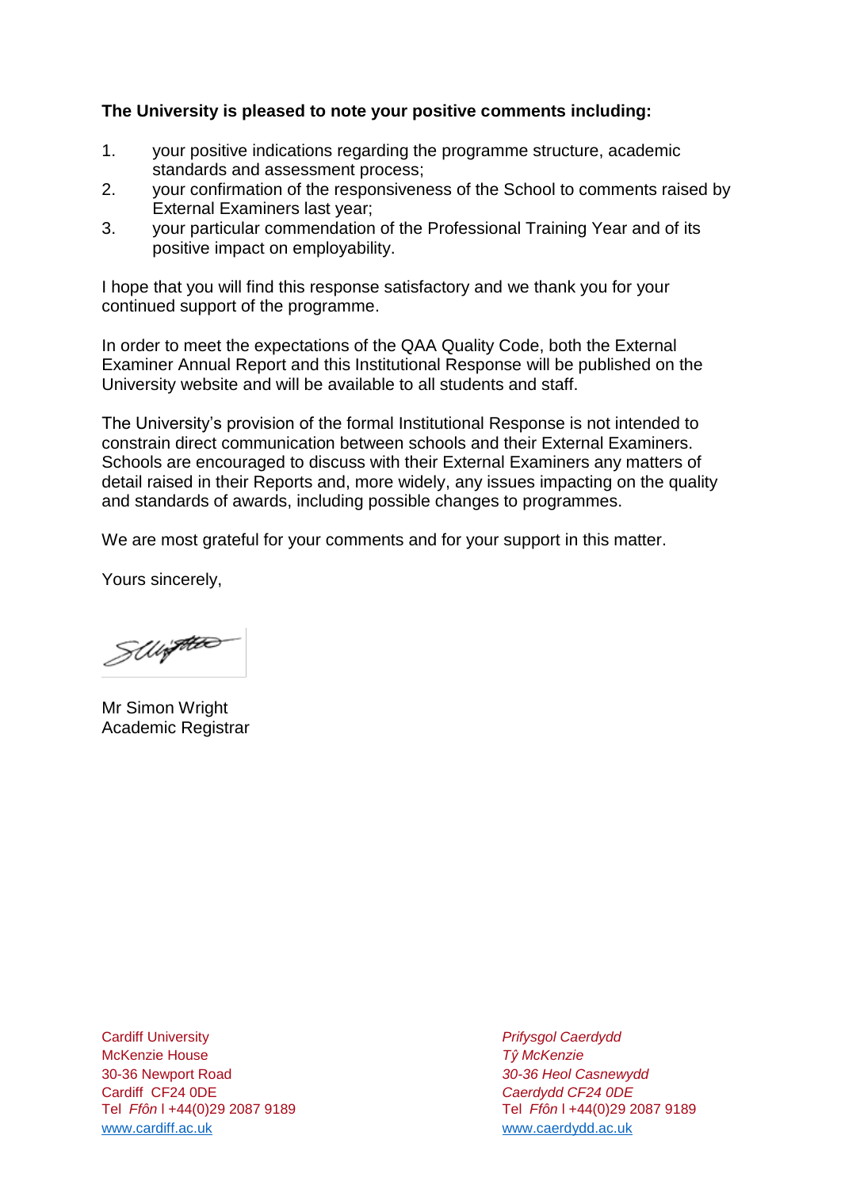**The University is pleased to note your positive comments including:**

1. your positive indications regarding the programme structure, academic standards and assessment process;
2. your confirmation of the responsiveness of the School to comments raised by External Examiners last year;
3. your particular commendation of the Professional Training Year and of its positive impact on employability.

I hope that you will find this response satisfactory and we thank you for your continued support of the programme.

In order to meet the expectations of the QAA Quality Code, both the External Examiner Annual Report and this Institutional Response will be published on the University website and will be available to all students and staff.

The University's provision of the formal Institutional Response is not intended to constrain direct communication between schools and their External Examiners. Schools are encouraged to discuss with their External Examiners any matters of detail raised in their Reports and, more widely, any issues impacting on the quality and standards of awards, including possible changes to programmes.

We are most grateful for your comments and for your support in this matter.

Yours sincerely,

Mr Simon Wright
Academic Registrar

Cardiff University
McKenzie House
30-36 Newport Road
Cardiff CF24 0DE
Tel *Ffôn* l +44(0)29 2087 9189
www.cardiff.ac.uk

*Prifysgol Caerdydd*
*Tŷ McKenzie*
*30-36 Heol Casnewydd*
*Caerdydd CF24 0DE*
Tel *Ffôn* l +44(0)29 2087 9189
www.caerdydd.ac.uk